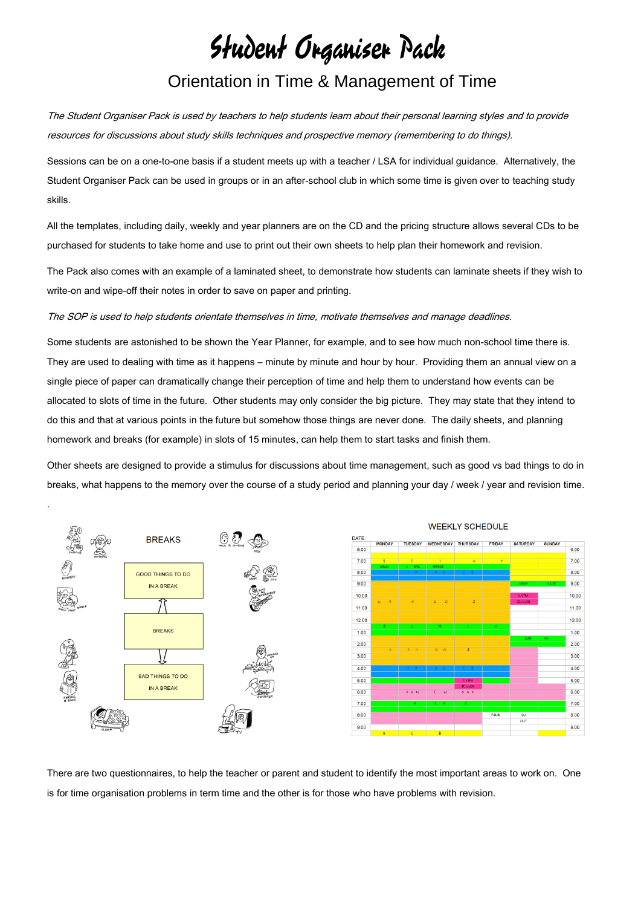# Student Organiser Pack

## Orientation in Time & Management of Time

*The Student Organiser Pack is used by teachers to help students learn about their personal learning styles and to provide resources for discussions about study skills techniques and prospective memory (remembering to do things).*

Sessions can be on a one-to-one basis if a student meets up with a teacher / LSA for individual guidance. Alternatively, the Student Organiser Pack can be used in groups or in an after-school club in which some time is given over to teaching study skills.

All the templates, including daily, weekly and year planners are on the CD and the pricing structure allows several CDs to be purchased for students to take home and use to print out their own sheets to help plan their homework and revision.

The Pack also comes with an example of a laminated sheet, to demonstrate how students can laminate sheets if they wish to write-on and wipe-off their notes in order to save on paper and printing.

*The SOP is used to help students orientate themselves in time, motivate themselves and manage deadlines.*

Some students are astonished to be shown the Year Planner, for example, and to see how much non-school time there is. They are used to dealing with time as it happens – minute by minute and hour by hour. Providing them an annual view on a single piece of paper can dramatically change their perception of time and help them to understand how events can be allocated to slots of time in the future. Other students may only consider the big picture. They may state that they intend to do this and that at various points in the future but somehow those things are never done. The daily sheets, and planning homework and breaks (for example) in slots of 15 minutes, can help them to start tasks and finish them.

Other sheets are designed to provide a stimulus for discussions about time management, such as good vs bad things to do in breaks, what happens to the memory over the course of a study period and planning your day / week / year and revision time.

There are two questionnaires, to help the teacher or parent and student to identify the most important areas to work on. One is for time organisation problems in term time and the other is for those who have problems with revision.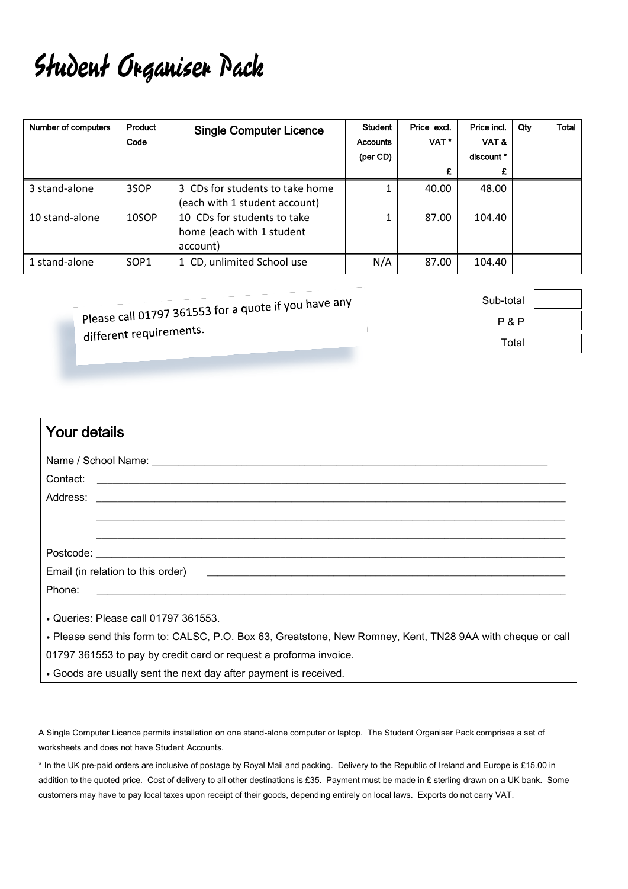# Student Organiser Pack

| Number of computers | Product Code | Single Computer Licence | Student Accounts (per CD) | Price excl. VAT * £ | Price incl. VAT & discount * £ | Qty | Total |
|---|---|---|---|---|---|---|---|
| 3 stand-alone | 3SOP | 3 CDs for students to take home (each with 1 student account) | 1 | 40.00 | 48.00 | | |
| 10 stand-alone | 10SOP | 10 CDs for students to take home (each with 1 student account) | 1 | 87.00 | 104.40 | | |
| 1 stand-alone | SOP1 | 1 CD, unlimited School use | N/A | 87.00 | 104.40 | | |

Please call 01797 361553 for a quote if you have any different requirements.

| | |
|---|---|
| Sub-total | |
| P & P | |
| Total | |

## Your details

Name / School Name: \_\_\_\_\_\_\_\_\_\_\_\_\_\_\_\_\_\_\_\_\_\_\_\_\_\_\_\_\_\_

Contact: \_\_\_\_\_\_\_\_\_\_\_\_\_\_\_\_\_\_\_\_\_\_\_\_\_\_\_\_\_\_

Address: \_\_\_\_\_\_\_\_\_\_\_\_\_\_\_\_\_\_\_\_\_\_\_\_\_\_\_\_\_\_

\_\_\_\_\_\_\_\_\_\_\_\_\_\_\_\_\_\_\_\_\_\_\_\_\_\_\_\_\_\_

\_\_\_\_\_\_\_\_\_\_\_\_\_\_\_\_\_\_\_\_\_\_\_\_\_\_\_\_\_\_

Postcode: \_\_\_\_\_\_\_\_\_\_\_\_\_\_\_\_\_\_\_\_\_\_\_\_\_\_\_\_\_\_

Email (in relation to this order) \_\_\_\_\_\_\_\_\_\_\_\_\_\_\_\_\_\_\_\_\_\_\_\_\_\_\_\_\_\_

Phone: \_\_\_\_\_\_\_\_\_\_\_\_\_\_\_\_\_\_\_\_\_\_\_\_\_\_\_\_\_\_

- Queries: Please call 01797 361553.
- Please send this form to: CALSC, P.O. Box 63, Greatstone, New Romney, Kent, TN28 9AA with cheque or call 01797 361553 to pay by credit card or request a proforma invoice.
- Goods are usually sent the next day after payment is received.

A Single Computer Licence permits installation on one stand-alone computer or laptop. The Student Organiser Pack comprises a set of worksheets and does not have Student Accounts.

* In the UK pre-paid orders are inclusive of postage by Royal Mail and packing. Delivery to the Republic of Ireland and Europe is £15.00 in addition to the quoted price. Cost of delivery to all other destinations is £35. Payment must be made in £ sterling drawn on a UK bank. Some customers may have to pay local taxes upon receipt of their goods, depending entirely on local laws. Exports do not carry VAT.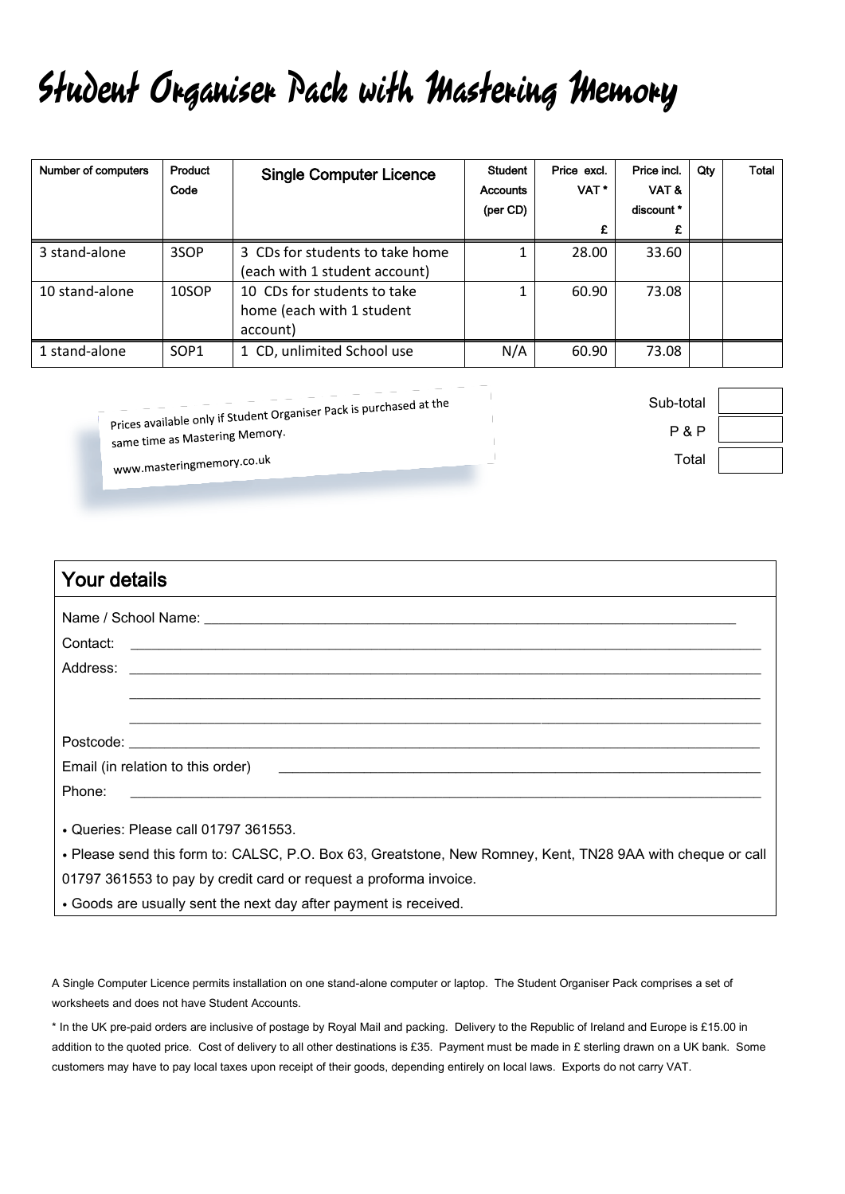# Student Organiser Pack with Mastering Memory

| Number of computers | Product Code | Single Computer Licence | Student Accounts (per CD) | Price excl. VAT * £ | Price incl. VAT & discount * £ | Qty | Total |
|---|---|---|---|---|---|---|---|
| 3 stand-alone | 3SOP | 3 CDs for students to take home (each with 1 student account) | 1 | 28.00 | 33.60 | | |
| 10 stand-alone | 10SOP | 10 CDs for students to take home (each with 1 student account) | 1 | 60.90 | 73.08 | | |
| 1 stand-alone | SOP1 | 1 CD, unlimited School use | N/A | 60.90 | 73.08 | | |

Prices available only if Student Organiser Pack is purchased at the same time as Mastering Memory.

www.masteringmemory.co.uk

Sub-total

P & P

Total

## Your details

Name / School Name: \_\_\_\_\_\_\_\_\_\_\_\_\_\_\_\_\_\_\_\_\_\_\_\_\_\_\_\_\_\_\_\_\_\_\_\_\_\_\_\_

Contact: \_\_\_\_\_\_\_\_\_\_\_\_\_\_\_\_\_\_\_\_\_\_\_\_\_\_\_\_\_\_\_\_\_\_\_\_\_\_\_\_

Address: \_\_\_\_\_\_\_\_\_\_\_\_\_\_\_\_\_\_\_\_\_\_\_\_\_\_\_\_\_\_\_\_\_\_\_\_\_\_\_\_

\_\_\_\_\_\_\_\_\_\_\_\_\_\_\_\_\_\_\_\_\_\_\_\_\_\_\_\_\_\_\_\_\_\_\_\_\_\_\_\_

\_\_\_\_\_\_\_\_\_\_\_\_\_\_\_\_\_\_\_\_\_\_\_\_\_\_\_\_\_\_\_\_\_\_\_\_\_\_\_\_

Postcode: \_\_\_\_\_\_\_\_\_\_\_\_\_\_\_\_\_\_\_\_\_\_\_\_\_\_\_\_\_\_\_\_\_\_\_\_\_\_\_\_

Email (in relation to this order) \_\_\_\_\_\_\_\_\_\_\_\_\_\_\_\_\_\_\_\_\_\_\_\_\_\_\_\_\_\_\_\_\_\_\_\_\_\_\_\_

Phone: \_\_\_\_\_\_\_\_\_\_\_\_\_\_\_\_\_\_\_\_\_\_\_\_\_\_\_\_\_\_\_\_\_\_\_\_\_\_\_\_

- Queries: Please call 01797 361553.
- Please send this form to: CALSC, P.O. Box 63, Greatstone, New Romney, Kent, TN28 9AA with cheque or call 01797 361553 to pay by credit card or request a proforma invoice.
- Goods are usually sent the next day after payment is received.

A Single Computer Licence permits installation on one stand-alone computer or laptop. The Student Organiser Pack comprises a set of worksheets and does not have Student Accounts.

\* In the UK pre-paid orders are inclusive of postage by Royal Mail and packing. Delivery to the Republic of Ireland and Europe is £15.00 in addition to the quoted price. Cost of delivery to all other destinations is £35. Payment must be made in £ sterling drawn on a UK bank. Some customers may have to pay local taxes upon receipt of their goods, depending entirely on local laws. Exports do not carry VAT.